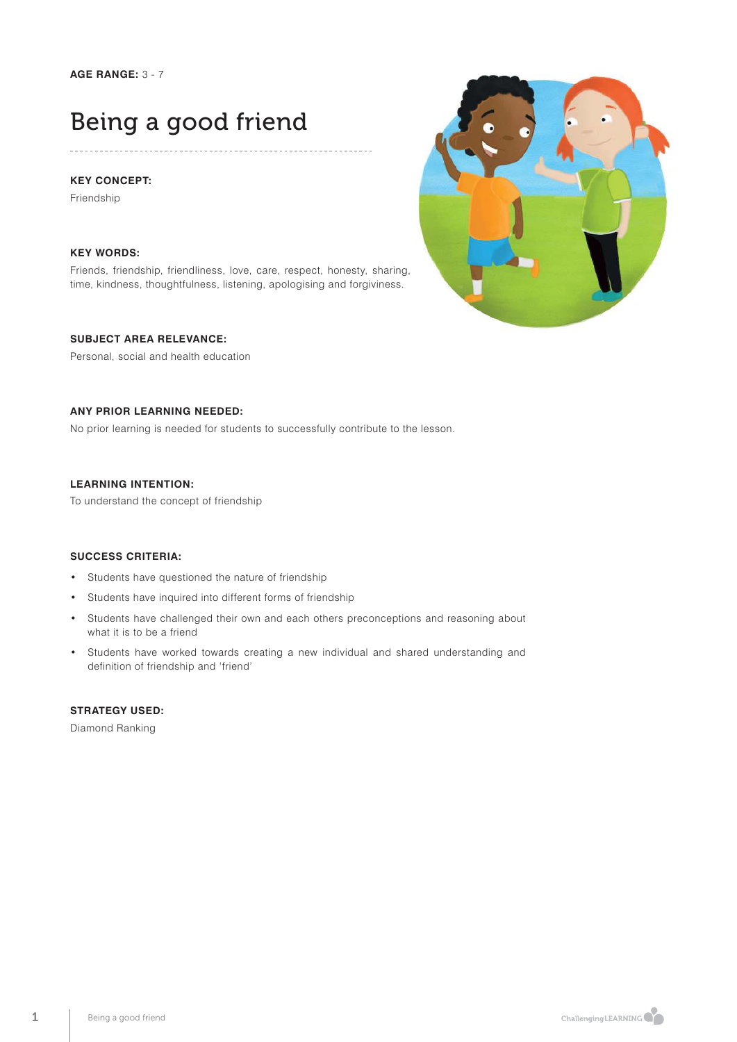**AGE RANGE:** 3 - 7

# Being a good friend

**KEY CONCEPT:**

Friendship

**KEY WORDS:**

Friends, friendship, friendliness, love, care, respect, honesty, sharing, time, kindness, thoughtfulness, listening, apologising and forgiveness.

**SUBJECT AREA RELEVANCE:**

Personal, social and health education

**ANY PRIOR LEARNING NEEDED:**

No prior learning is needed for students to successfully contribute to the lesson.

**LEARNING INTENTION:**

To understand the concept of friendship

**SUCCESS CRITERIA:**

- Students have questioned the nature of friendship
- Students have inquired into different forms of friendship
- Students have challenged their own and each others preconceptions and reasoning about what it is to be a friend
- Students have worked towards creating a new individual and shared understanding and definition of friendship and 'friend'

**STRATEGY USED:**

Diamond Ranking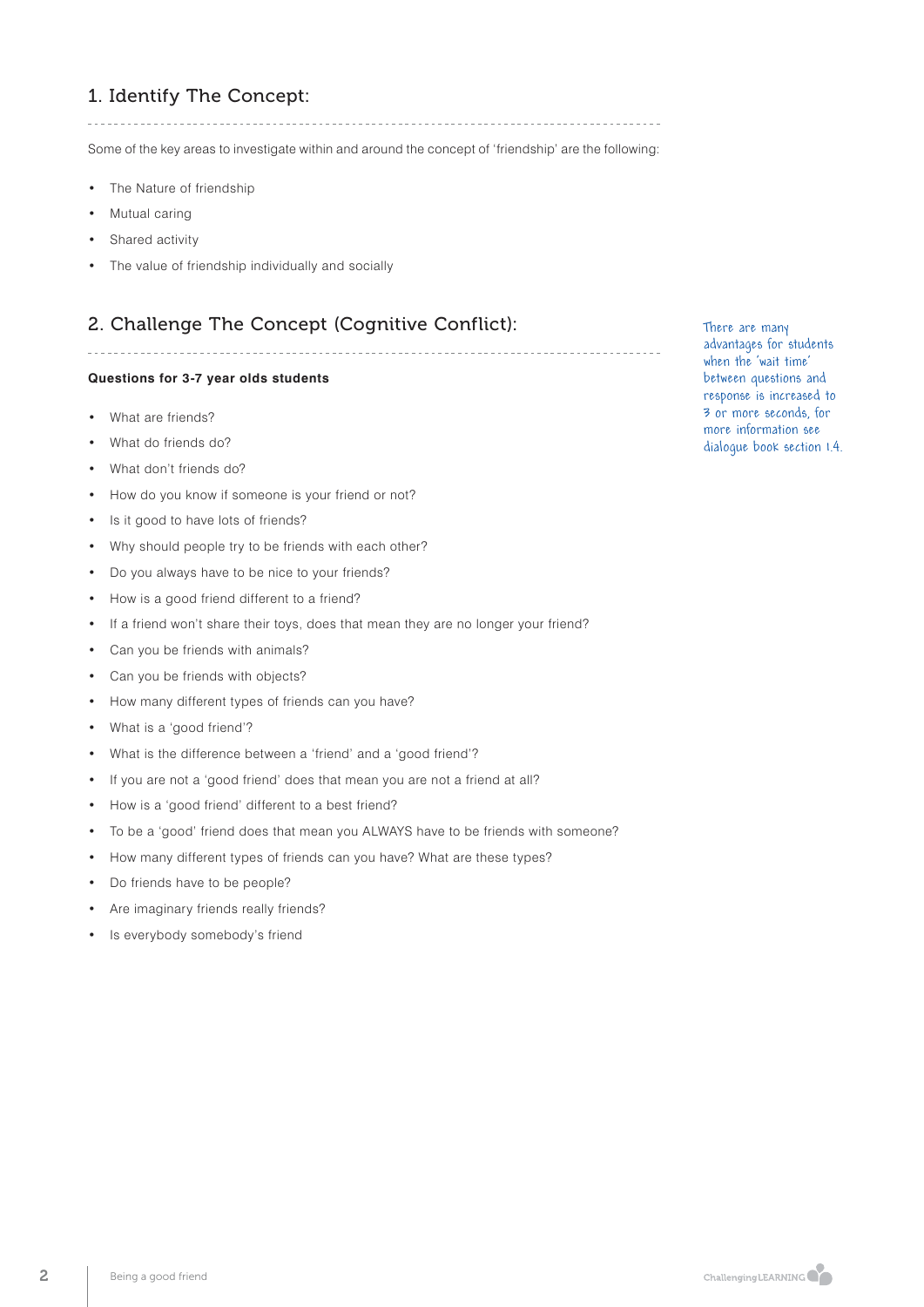## 1. Identify The Concept:

Some of the key areas to investigate within and around the concept of 'friendship' are the following:

- The Nature of friendship
- Mutual caring
- Shared activity
- The value of friendship individually and socially

## 2. Challenge The Concept (Cognitive Conflict):

There are many advantages for students when the 'wait time' between questions and response is increased to 3 or more seconds, for more information see dialogue book section 1.4.

**Questions for 3-7 year olds students**

- What are friends?
- What do friends do?
- What don't friends do?
- How do you know if someone is your friend or not?
- Is it good to have lots of friends?
- Why should people try to be friends with each other?
- Do you always have to be nice to your friends?
- How is a good friend different to a friend?
- If a friend won't share their toys, does that mean they are no longer your friend?
- Can you be friends with animals?
- Can you be friends with objects?
- How many different types of friends can you have?
- What is a 'good friend'?
- What is the difference between a 'friend' and a 'good friend'?
- If you are not a 'good friend' does that mean you are not a friend at all?
- How is a 'good friend' different to a best friend?
- To be a 'good' friend does that mean you ALWAYS have to be friends with someone?
- How many different types of friends can you have? What are these types?
- Do friends have to be people?
- Are imaginary friends really friends?
- Is everybody somebody's friend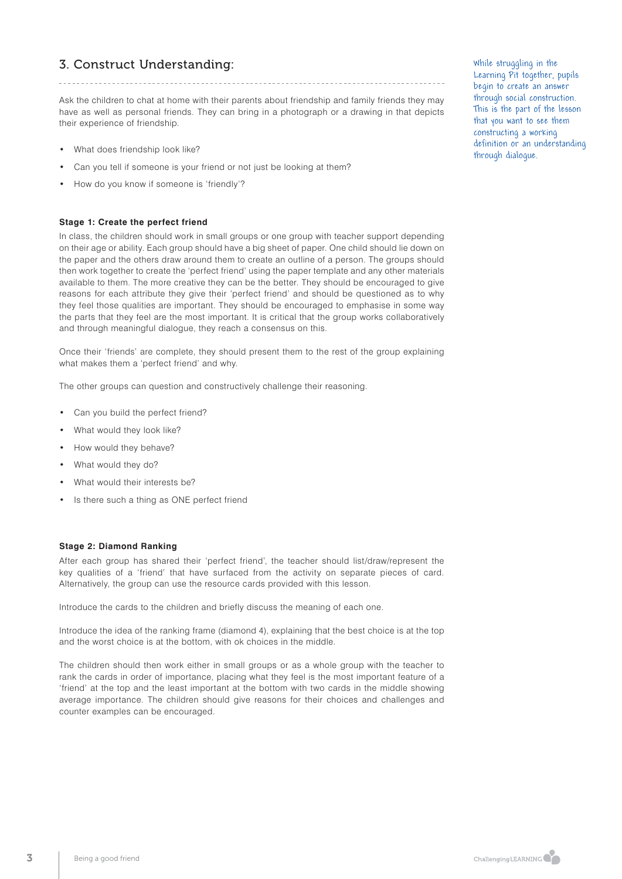## 3. Construct Understanding:

*While struggling in the Learning Pit together, pupils begin to create an answer through social construction. This is the part of the lesson that you want to see them constructing a working definition or an understanding through dialogue.*

Ask the children to chat at home with their parents about friendship and family friends they may have as well as personal friends. They can bring in a photograph or a drawing in that depicts their experience of friendship.

- What does friendship look like?
- Can you tell if someone is your friend or not just be looking at them?
- How do you know if someone is 'friendly'?

**Stage 1: Create the perfect friend**

In class, the children should work in small groups or one group with teacher support depending on their age or ability. Each group should have a big sheet of paper. One child should lie down on the paper and the others draw around them to create an outline of a person. The groups should then work together to create the 'perfect friend' using the paper template and any other materials available to them. The more creative they can be the better. They should be encouraged to give reasons for each attribute they give their 'perfect friend' and should be questioned as to why they feel those qualities are important. They should be encouraged to emphasise in some way the parts that they feel are the most important. It is critical that the group works collaboratively and through meaningful dialogue, they reach a consensus on this.

Once their 'friends' are complete, they should present them to the rest of the group explaining what makes them a 'perfect friend' and why.

The other groups can question and constructively challenge their reasoning.

- Can you build the perfect friend?
- What would they look like?
- How would they behave?
- What would they do?
- What would their interests be?
- Is there such a thing as ONE perfect friend

**Stage 2: Diamond Ranking**

After each group has shared their 'perfect friend', the teacher should list/draw/represent the key qualities of a 'friend' that have surfaced from the activity on separate pieces of card. Alternatively, the group can use the resource cards provided with this lesson.

Introduce the cards to the children and briefly discuss the meaning of each one.

Introduce the idea of the ranking frame (diamond 4), explaining that the best choice is at the top and the worst choice is at the bottom, with ok choices in the middle.

The children should then work either in small groups or as a whole group with the teacher to rank the cards in order of importance, placing what they feel is the most important feature of a 'friend' at the top and the least important at the bottom with two cards in the middle showing average importance. The children should give reasons for their choices and challenges and counter examples can be encouraged.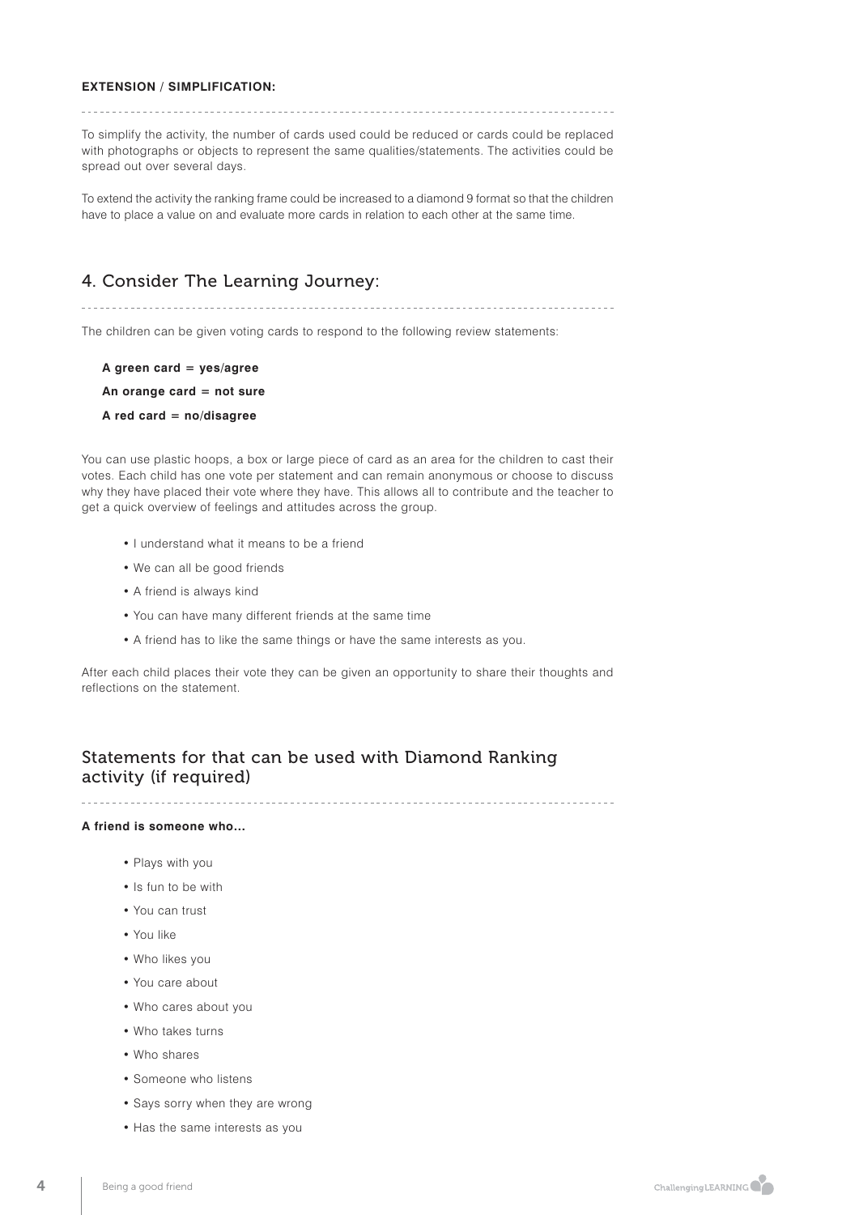**EXTENSION / SIMPLIFICATION:**

To simplify the activity, the number of cards used could be reduced or cards could be replaced with photographs or objects to represent the same qualities/statements. The activities could be spread out over several days.

To extend the activity the ranking frame could be increased to a diamond 9 format so that the children have to place a value on and evaluate more cards in relation to each other at the same time.

## 4. Consider The Learning Journey:

The children can be given voting cards to respond to the following review statements:

**A green card = yes/agree**

**An orange card = not sure**

**A red card = no/disagree**

You can use plastic hoops, a box or large piece of card as an area for the children to cast their votes. Each child has one vote per statement and can remain anonymous or choose to discuss why they have placed their vote where they have. This allows all to contribute and the teacher to get a quick overview of feelings and attitudes across the group.

- I understand what it means to be a friend
- We can all be good friends
- A friend is always kind
- You can have many different friends at the same time
- A friend has to like the same things or have the same interests as you.

After each child places their vote they can be given an opportunity to share their thoughts and reflections on the statement.

## Statements for that can be used with Diamond Ranking activity (if required)

**A friend is someone who…**

- Plays with you
- Is fun to be with
- You can trust
- You like
- Who likes you
- You care about
- Who cares about you
- Who takes turns
- Who shares
- Someone who listens
- Says sorry when they are wrong
- Has the same interests as you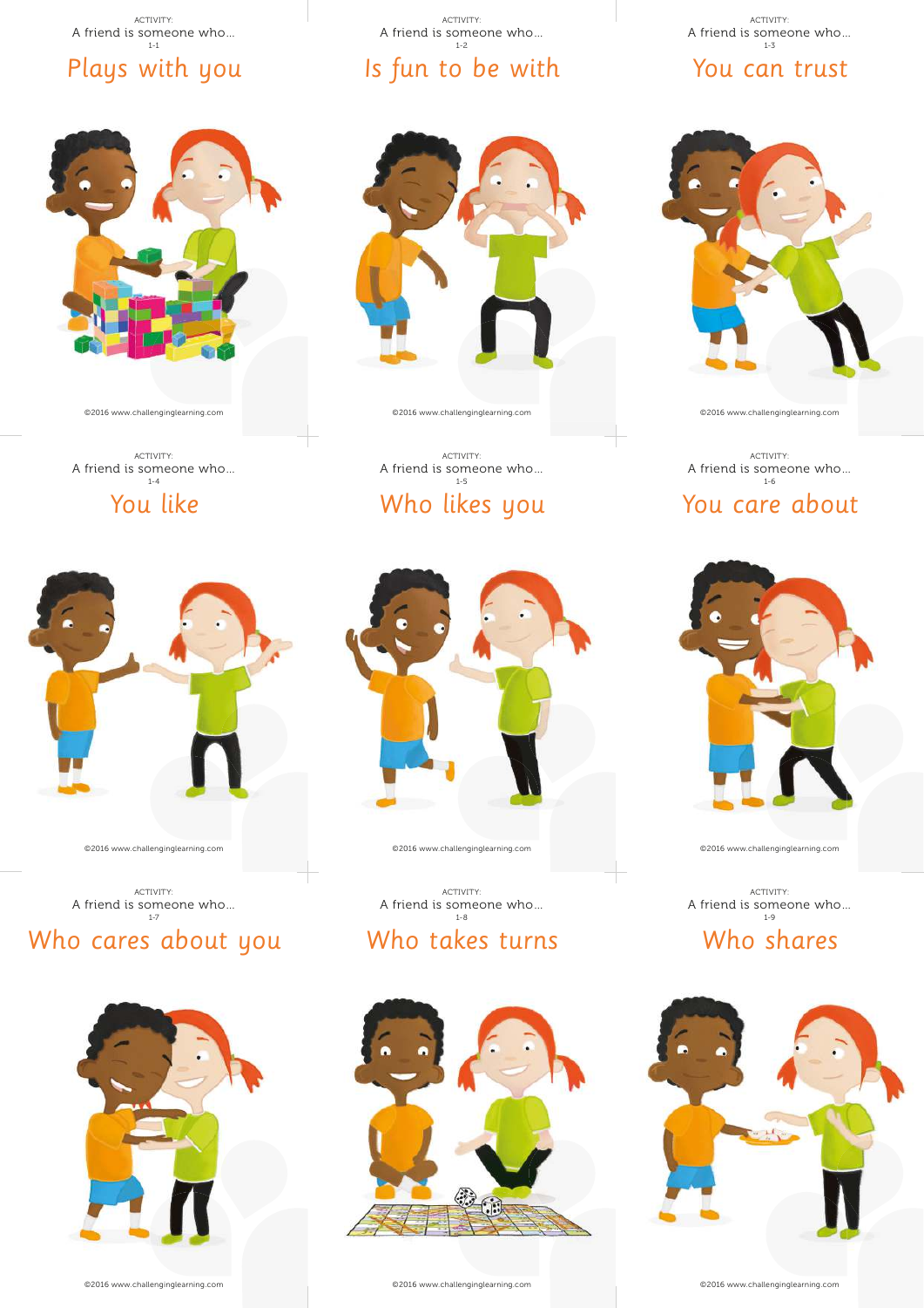ACTIVITY:
A friend is someone who...
1-1

## Plays with you

©2016 www.challenginglearning.com

ACTIVITY:
A friend is someone who...
1-2

## Is fun to be with

©2016 www.challenginglearning.com

ACTIVITY:
A friend is someone who...
1-3

## You can trust

©2016 www.challenginglearning.com

ACTIVITY:
A friend is someone who...
1-4

## You like

©2016 www.challenginglearning.com

ACTIVITY:
A friend is someone who...
1-5

## Who likes you

©2016 www.challenginglearning.com

ACTIVITY:
A friend is someone who...
1-6

## You care about

©2016 www.challenginglearning.com

ACTIVITY:
A friend is someone who...
1-7

## Who cares about you

©2016 www.challenginglearning.com

ACTIVITY:
A friend is someone who...
1-8

## Who takes turns

©2016 www.challenginglearning.com

ACTIVITY:
A friend is someone who...
1-9

## Who shares

©2016 www.challenginglearning.com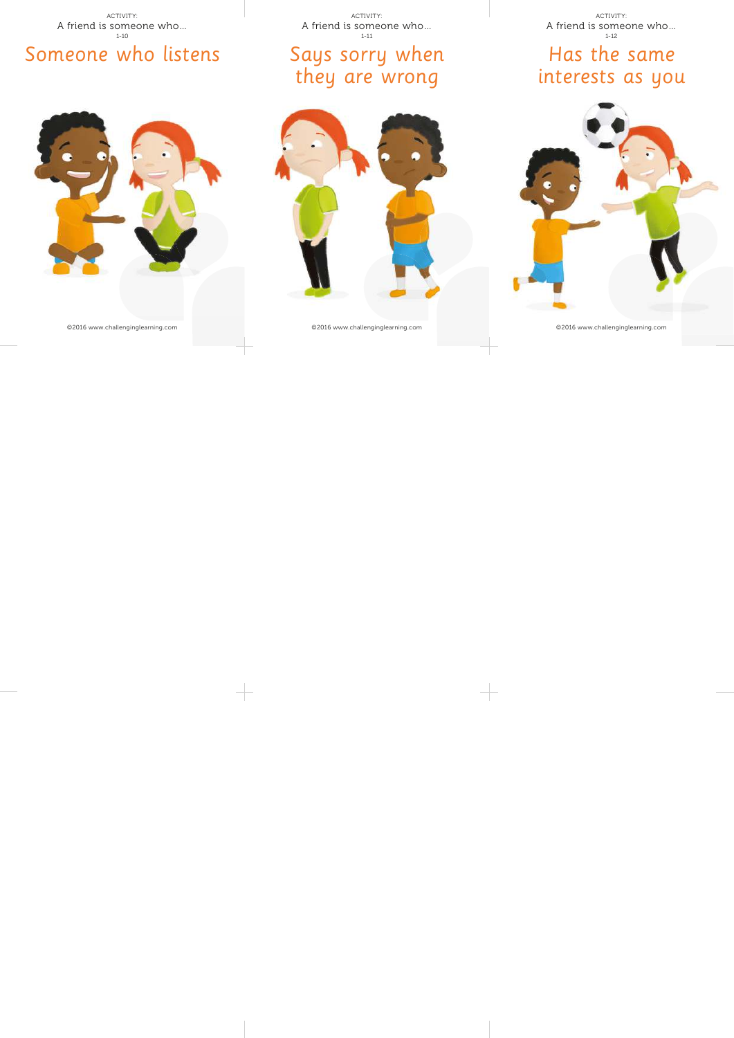ACTIVITY:
A friend is someone who...
1-10

## Someone who listens

©2016 www.challenginglearning.com

ACTIVITY:
A friend is someone who...
1-11

## Says sorry when they are wrong

©2016 www.challenginglearning.com

ACTIVITY:
A friend is someone who...
1-12

## Has the same interests as you

©2016 www.challenginglearning.com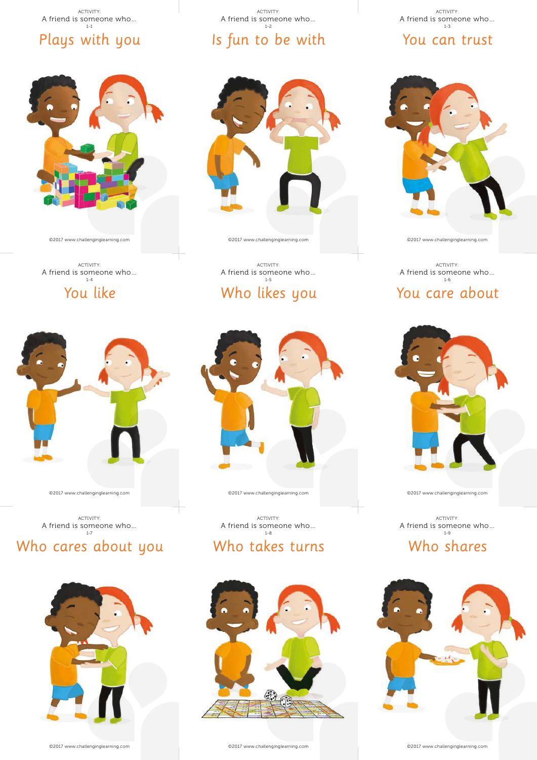ACTIVITY:
A friend is someone who…
1-1

## Plays with you

©2017 www.challenginglearning.com

ACTIVITY:
A friend is someone who…
1-2

## Is fun to be with

©2017 www.challenginglearning.com

ACTIVITY:
A friend is someone who…
1-3

## You can trust

©2017 www.challenginglearning.com

ACTIVITY:
A friend is someone who…
1-4

## You like

©2017 www.challenginglearning.com

ACTIVITY:
A friend is someone who…
1-5

## Who likes you

©2017 www.challenginglearning.com

ACTIVITY:
A friend is someone who…
1-6

## You care about

©2017 www.challenginglearning.com

ACTIVITY:
A friend is someone who…
1-7

## Who cares about you

©2017 www.challenginglearning.com

ACTIVITY:
A friend is someone who…
1-8

## Who takes turns

©2017 www.challenginglearning.com

ACTIVITY:
A friend is someone who…
1-9

## Who shares

©2017 www.challenginglearning.com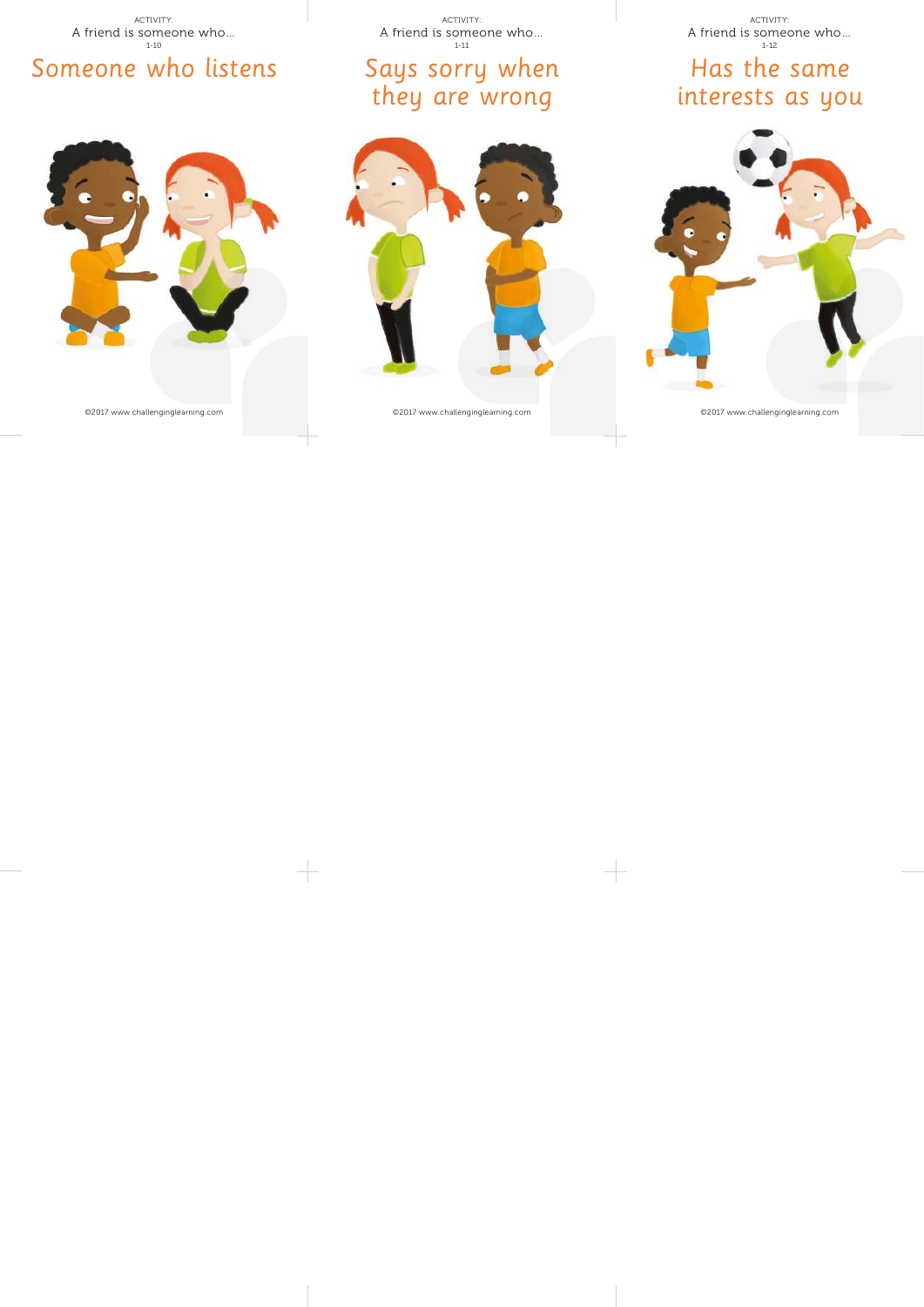ACTIVITY:
A friend is someone who…
1-10

## Someone who listens

©2017 www.challenginglearning.com

ACTIVITY:
A friend is someone who…
1-11

## Says sorry when they are wrong

©2017 www.challenginglearning.com

ACTIVITY:
A friend is someone who…
1-12

## Has the same interests as you

©2017 www.challenginglearning.com